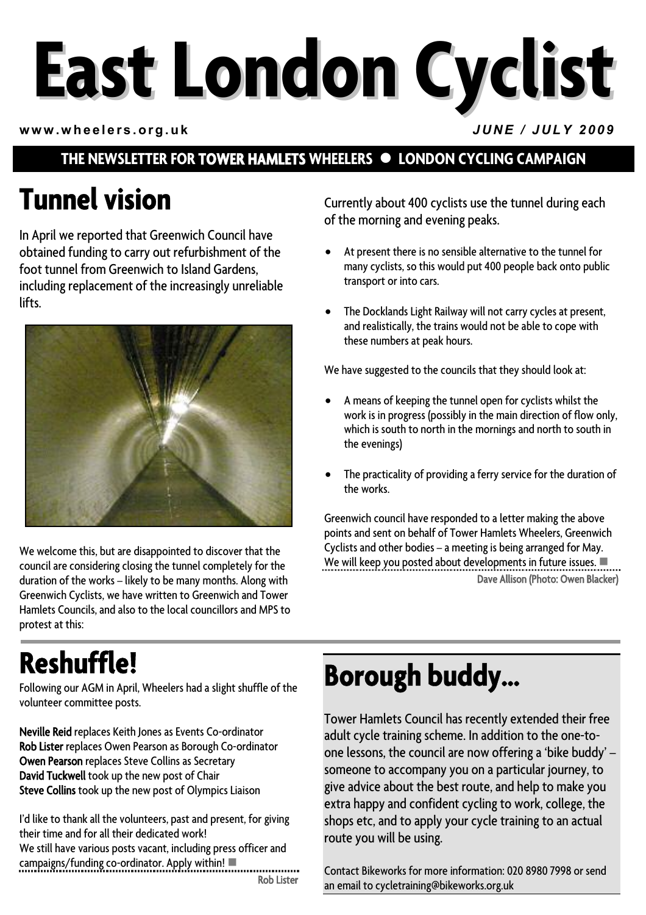# East London Cyclist

www.wheelers.org.uk

*JUNE / JULY 2009*

**THE NEWSLETTER FOR TOWER HAMLETS WHEELERS ● LONDON CYCLING CAMPAIGN**

## Tunnel vision

In April we reported that Greenwich Council have obtained funding to carry out refurbishment of the foot tunnel from Greenwich to Island Gardens, including replacement of the increasingly unreliable lifts.

We welcome this, but are disappointed to discover that the council are considering closing the tunnel completely for the duration of the works – likely to be many months. Along with Greenwich Cyclists, we have written to Greenwich and Tower Hamlets Councils, and also to the local councillors and MPS to protest at this:

Currently about 400 cyclists use the tunnel during each of the morning and evening peaks.

- At present there is no sensible alternative to the tunnel for many cyclists, so this would put 400 people back onto public transport or into cars.
- The Docklands Light Railway will not carry cycles at present, and realistically, the trains would not be able to cope with these numbers at peak hours.

We have suggested to the councils that they should look at:

- A means of keeping the tunnel open for cyclists whilst the work is in progress (possibly in the main direction of flow only, which is south to north in the mornings and north to south in the evenings)
- The practicality of providing a ferry service for the duration of the works.

Greenwich council have responded to a letter making the above points and sent on behalf of Tower Hamlets Wheelers, Greenwich Cyclists and other bodies – a meeting is being arranged for May. We will keep you posted about developments in future issues. ■

Dave Allison (Photo: Owen Blacker)

## Reshuffle!

Following our AGM in April, Wheelers had a slight shuffle of the volunteer committee posts.

**Neville Reid** replaces Keith Jones as Events Co-ordinator
**Rob Lister** replaces Owen Pearson as Borough Co-ordinator
**Owen Pearson** replaces Steve Collins as Secretary
**David Tuckwell** took up the new post of Chair
**Steve Collins** took up the new post of Olympics Liaison

I'd like to thank all the volunteers, past and present, for giving their time and for all their dedicated work!
We still have various posts vacant, including press officer and campaigns/funding co-ordinator. Apply within! ■

Rob Lister

## Borough buddy…

Tower Hamlets Council has recently extended their free adult cycle training scheme. In addition to the one-to-one lessons, the council are now offering a 'bike buddy' – someone to accompany you on a particular journey, to give advice about the best route, and help to make you extra happy and confident cycling to work, college, the shops etc, and to apply your cycle training to an actual route you will be using.

Contact Bikeworks for more information: 020 8980 7998 or send an email to cycletraining@bikeworks.org.uk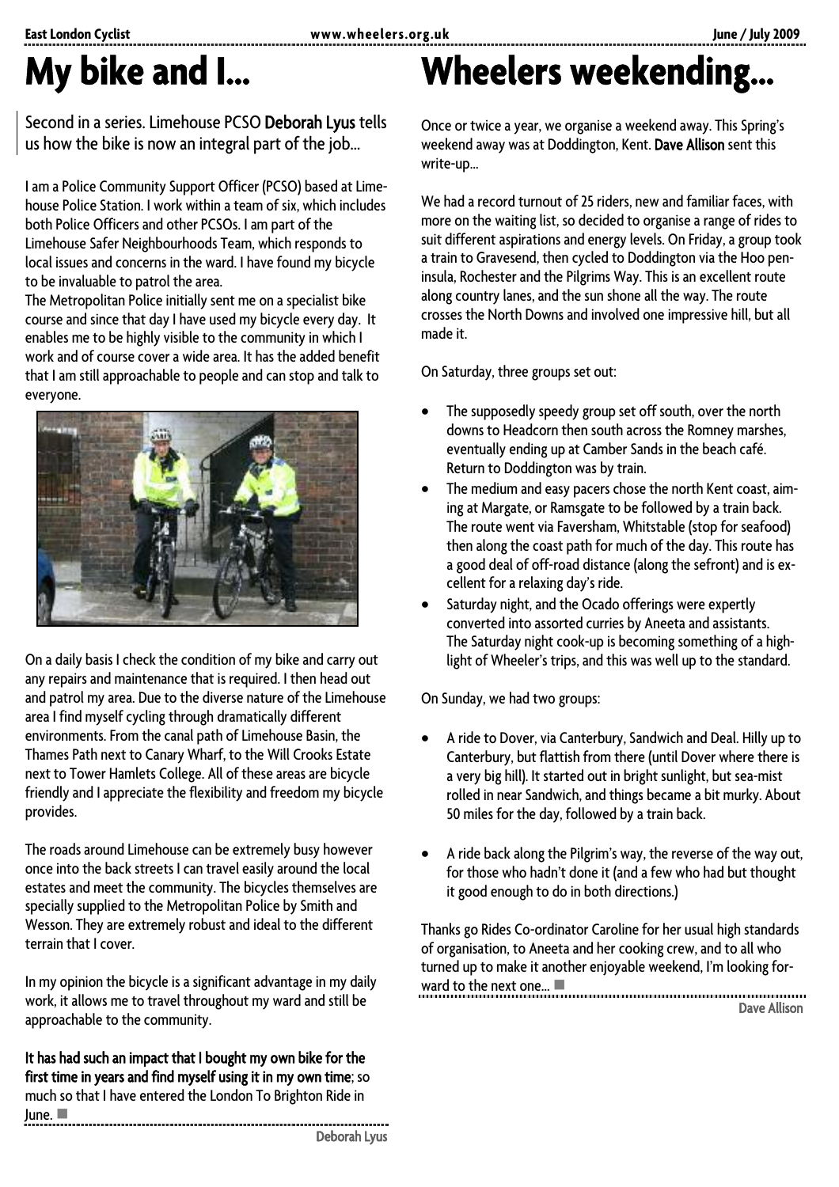# My bike and I...

Second in a series. Limehouse PCSO **Deborah Lyus** tells us how the bike is now an integral part of the job...

I am a Police Community Support Officer (PCSO) based at Limehouse Police Station. I work within a team of six, which includes both Police Officers and other PCSOs. I am part of the Limehouse Safer Neighbourhoods Team, which responds to local issues and concerns in the ward. I have found my bicycle to be invaluable to patrol the area.

The Metropolitan Police initially sent me on a specialist bike course and since that day I have used my bicycle every day. It enables me to be highly visible to the community in which I work and of course cover a wide area. It has the added benefit that I am still approachable to people and can stop and talk to everyone.

On a daily basis I check the condition of my bike and carry out any repairs and maintenance that is required. I then head out and patrol my area. Due to the diverse nature of the Limehouse area I find myself cycling through dramatically different environments. From the canal path of Limehouse Basin, the Thames Path next to Canary Wharf, to the Will Crooks Estate next to Tower Hamlets College. All of these areas are bicycle friendly and I appreciate the flexibility and freedom my bicycle provides.

The roads around Limehouse can be extremely busy however once into the back streets I can travel easily around the local estates and meet the community. The bicycles themselves are specially supplied to the Metropolitan Police by Smith and Wesson. They are extremely robust and ideal to the different terrain that I cover.

In my opinion the bicycle is a significant advantage in my daily work, it allows me to travel throughout my ward and still be approachable to the community.

**It has had such an impact that I bought my own bike for the first time in years and find myself using it in my own time**; so much so that I have entered the London To Brighton Ride in June. ■

Deborah Lyus

# Wheelers weekending...

Once or twice a year, we organise a weekend away. This Spring's weekend away was at Doddington, Kent. **Dave Allison** sent this write-up...

We had a record turnout of 25 riders, new and familiar faces, with more on the waiting list, so decided to organise a range of rides to suit different aspirations and energy levels. On Friday, a group took a train to Gravesend, then cycled to Doddington via the Hoo peninsula, Rochester and the Pilgrims Way. This is an excellent route along country lanes, and the sun shone all the way. The route crosses the North Downs and involved one impressive hill, but all made it.

On Saturday, three groups set out:

- The supposedly speedy group set off south, over the north downs to Headcorn then south across the Romney marshes, eventually ending up at Camber Sands in the beach café. Return to Doddington was by train.
- The medium and easy pacers chose the north Kent coast, aiming at Margate, or Ramsgate to be followed by a train back. The route went via Faversham, Whitstable (stop for seafood) then along the coast path for much of the day. This route has a good deal of off-road distance (along the sefront) and is excellent for a relaxing day's ride.
- Saturday night, and the Ocado offerings were expertly converted into assorted curries by Aneeta and assistants. The Saturday night cook-up is becoming something of a highlight of Wheeler's trips, and this was well up to the standard.

On Sunday, we had two groups:

- A ride to Dover, via Canterbury, Sandwich and Deal. Hilly up to Canterbury, but flattish from there (until Dover where there is a very big hill). It started out in bright sunlight, but sea-mist rolled in near Sandwich, and things became a bit murky. About 50 miles for the day, followed by a train back.
- A ride back along the Pilgrim's way, the reverse of the way out, for those who hadn't done it (and a few who had but thought it good enough to do in both directions.)

Thanks go Rides Co-ordinator Caroline for her usual high standards of organisation, to Aneeta and her cooking crew, and to all who turned up to make it another enjoyable weekend, I'm looking forward to the next one... ■

Dave Allison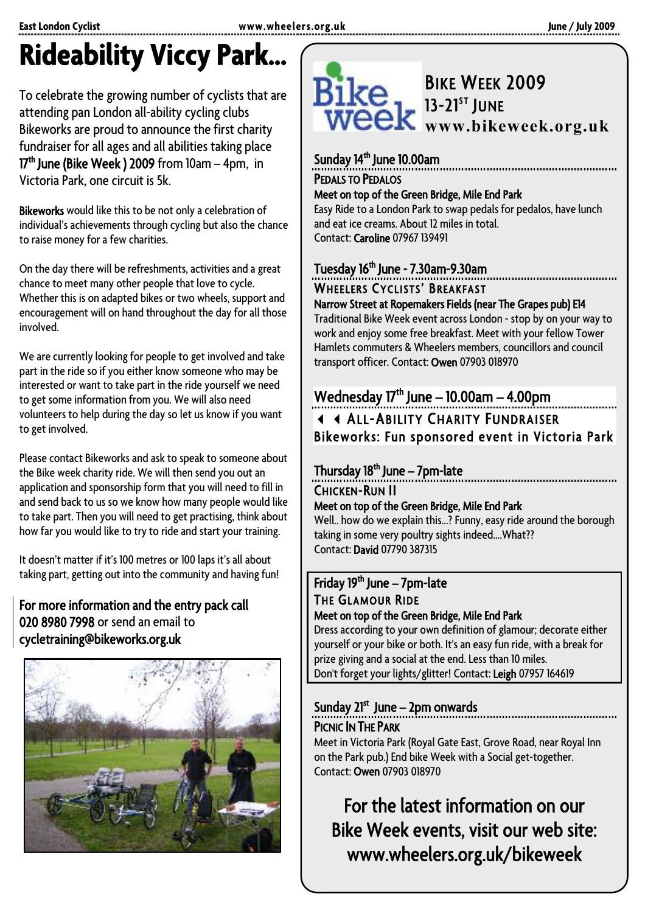# Rideability Viccy Park...

To celebrate the growing number of cyclists that are attending pan London all-ability cycling clubs Bikeworks are proud to announce the first charity fundraiser for all ages and all abilities taking place **17th June (Bike Week ) 2009** from 10am – 4pm, in Victoria Park, one circuit is 5k.

**Bikeworks** would like this to be not only a celebration of individual's achievements through cycling but also the chance to raise money for a few charities.

On the day there will be refreshments, activities and a great chance to meet many other people that love to cycle. Whether this is on adapted bikes or two wheels, support and encouragement will on hand throughout the day for all those involved.

We are currently looking for people to get involved and take part in the ride so if you either know someone who may be interested or want to take part in the ride yourself we need to get some information from you. We will also need volunteers to help during the day so let us know if you want to get involved.

Please contact Bikeworks and ask to speak to someone about the Bike week charity ride. We will then send you out an application and sponsorship form that you will need to fill in and send back to us so we know how many people would like to take part. Then you will need to get practising, think about how far you would like to try to ride and start your training.

It doesn't matter if it's 100 metres or 100 laps it's all about taking part, getting out into the community and having fun!

**For more information and the entry pack call 020 8980 7998** or send an email to **cycletraining@bikeworks.org.uk**

## Bike Week 2009

**13-21st June**

**www.bikeweek.org.uk**

### Sunday 14th June 10.00am

**Pedals to Pedalos**

**Meet on top of the Green Bridge, Mile End Park**

Easy Ride to a London Park to swap pedals for pedalos, have lunch and eat ice creams. About 12 miles in total.
Contact: **Caroline** 07967 139491

### Tuesday 16th June - 7.30am-9.30am

**Wheelers Cyclists' Breakfast**

**Narrow Street at Ropemakers Fields (near The Grapes pub) E14**

Traditional Bike Week event across London - stop by on your way to work and enjoy some free breakfast. Meet with your fellow Tower Hamlets commuters & Wheelers members, councillors and council transport officer. Contact: **Owen** 07903 018970

### Wednesday 17th June – 10.00am – 4.00pm

◄ ◄ **All-Ability Charity Fundraiser**

**Bikeworks: Fun sponsored event in Victoria Park**

### Thursday 18th June – 7pm-late

**Chicken-Run II**

**Meet on top of the Green Bridge, Mile End Park**

Well.. how do we explain this...? Funny, easy ride around the borough taking in some very poultry sights indeed....What??
Contact: **David** 07790 387315

### Friday 19th June – 7pm-late

**The Glamour Ride**

**Meet on top of the Green Bridge, Mile End Park**

Dress according to your own definition of glamour; decorate either yourself or your bike or both. It's an easy fun ride, with a break for prize giving and a social at the end. Less than 10 miles.
Don't forget your lights/glitter! Contact: **Leigh** 07957 164619

### Sunday 21st June – 2pm onwards

**Picnic In The Park**

Meet in Victoria Park (Royal Gate East, Grove Road, near Royal Inn on the Park pub.) End bike Week with a Social get-together.
Contact: **Owen** 07903 018970

**For the latest information on our Bike Week events, visit our web site: www.wheelers.org.uk/bikeweek**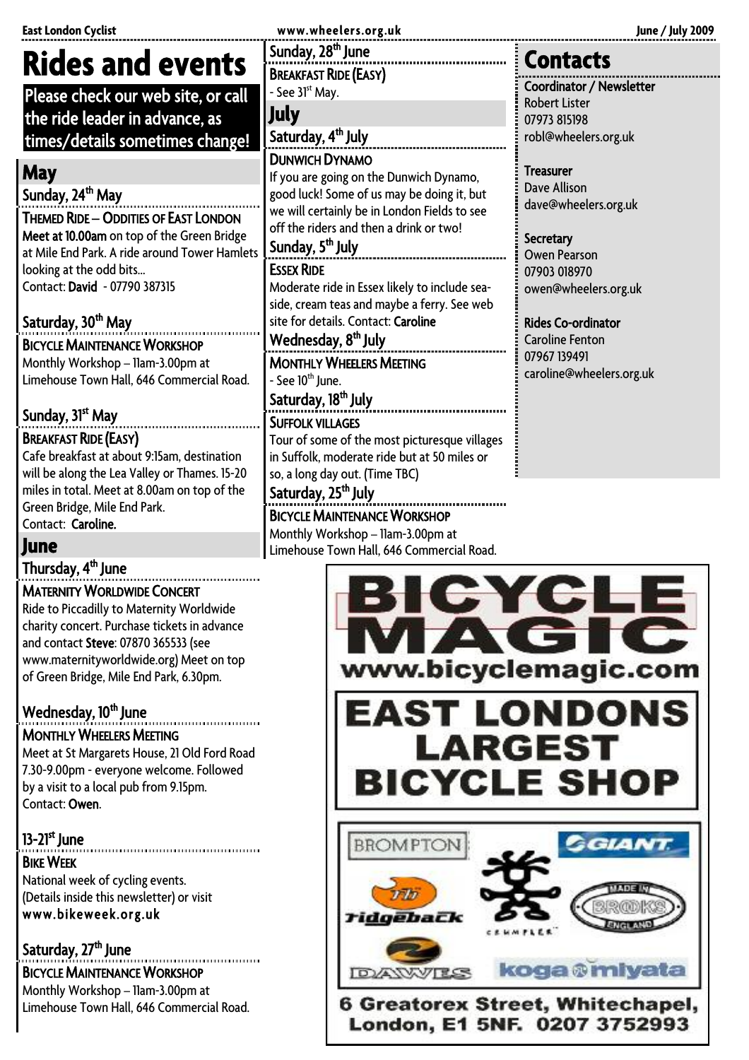# Rides and events

**Please check our web site, or call the ride leader in advance, as times/details sometimes change!**

## May

### Sunday, 24th May

**THEMED RIDE – ODDITIES OF EAST LONDON**

**Meet at 10.00am** on top of the Green Bridge at Mile End Park. A ride around Tower Hamlets looking at the odd bits...
Contact: **David** - 07790 387315

### Saturday, 30th May

**BICYCLE MAINTENANCE WORKSHOP**

Monthly Workshop – 11am-3.00pm at Limehouse Town Hall, 646 Commercial Road.

### Sunday, 31st May

**BREAKFAST RIDE (EASY)**

Cafe breakfast at about 9:15am, destination will be along the Lea Valley or Thames. 15-20 miles in total. Meet at 8.00am on top of the Green Bridge, Mile End Park.
Contact: **Caroline.**

## June

### Thursday, 4th June

**MATERNITY WORLDWIDE CONCERT**

Ride to Piccadilly to Maternity Worldwide charity concert. Purchase tickets in advance and contact **Steve**: 07870 365533 (see www.maternityworldwide.org) Meet on top of Green Bridge, Mile End Park, 6.30pm.

### Wednesday, 10th June

**MONTHLY WHEELERS MEETING**

Meet at St Margarets House, 21 Old Ford Road 7.30-9.00pm - everyone welcome. Followed by a visit to a local pub from 9.15pm.
Contact: **Owen**.

### 13-21st June

**BIKE WEEK**

National week of cycling events.
(Details inside this newsletter) or visit **www.bikeweek.org.uk**

### Saturday, 27th June

**BICYCLE MAINTENANCE WORKSHOP**

Monthly Workshop – 11am-3.00pm at Limehouse Town Hall, 646 Commercial Road.

### Sunday, 28th June

**BREAKFAST RIDE (EASY)**

- See 31st May.

## July

### Saturday, 4th July

**DUNWICH DYNAMO**

If you are going on the Dunwich Dynamo, good luck! Some of us may be doing it, but we will certainly be in London Fields to see off the riders and then a drink or two!

### Sunday, 5th July

**ESSEX RIDE**

Moderate ride in Essex likely to include sea-side, cream teas and maybe a ferry. See web site for details. Contact: **Caroline**

### Wednesday, 8th July

**MONTHLY WHEELERS MEETING**

- See 10th June.

### Saturday, 18th July

**SUFFOLK VILLAGES**

Tour of some of the most picturesque villages in Suffolk, moderate ride but at 50 miles or so, a long day out. (Time TBC)

### Saturday, 25th July

**BICYCLE MAINTENANCE WORKSHOP**

Monthly Workshop – 11am-3.00pm at Limehouse Town Hall, 646 Commercial Road.

# Contacts

**Coordinator / Newsletter**
Robert Lister
07973 815198
robl@wheelers.org.uk

**Treasurer**
Dave Allison
dave@wheelers.org.uk

**Secretary**
Owen Pearson
07903 018970
owen@wheelers.org.uk

**Rides Co-ordinator**
Caroline Fenton
07967 139491
caroline@wheelers.org.uk

**BICYCLE MAGIC**
www.bicyclemagic.com

**EAST LONDONS LARGEST BICYCLE SHOP**

BROMPTON GIANT Ridgeback CRUMPLER BROOKS DAWES koga miyata

**6 Greatorex Street, Whitechapel, London, E1 5NF. 0207 3752993**